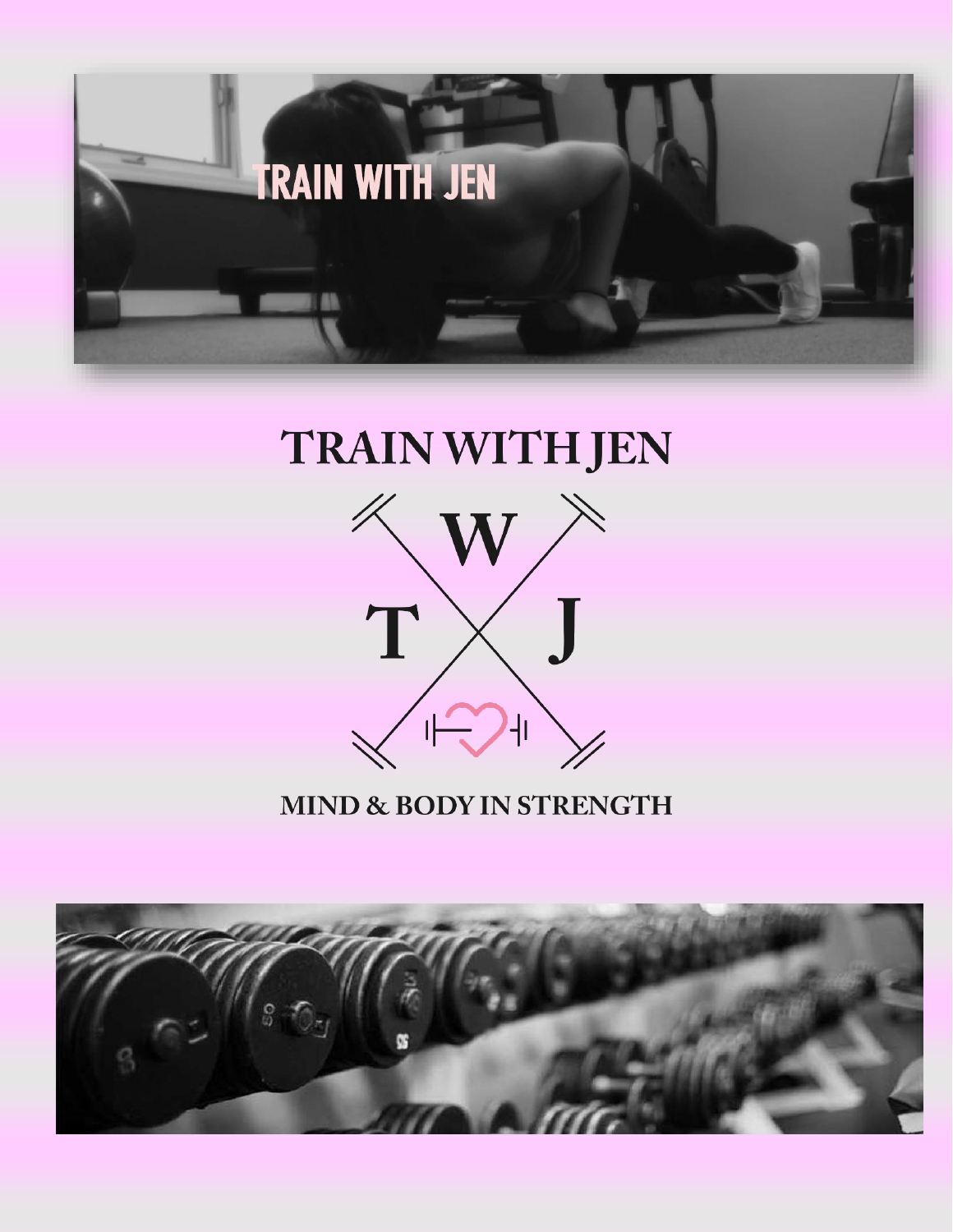TRAIN WITH JEN

# TRAIN WITH JEN

W

T J

MIND & BODY IN STRENGTH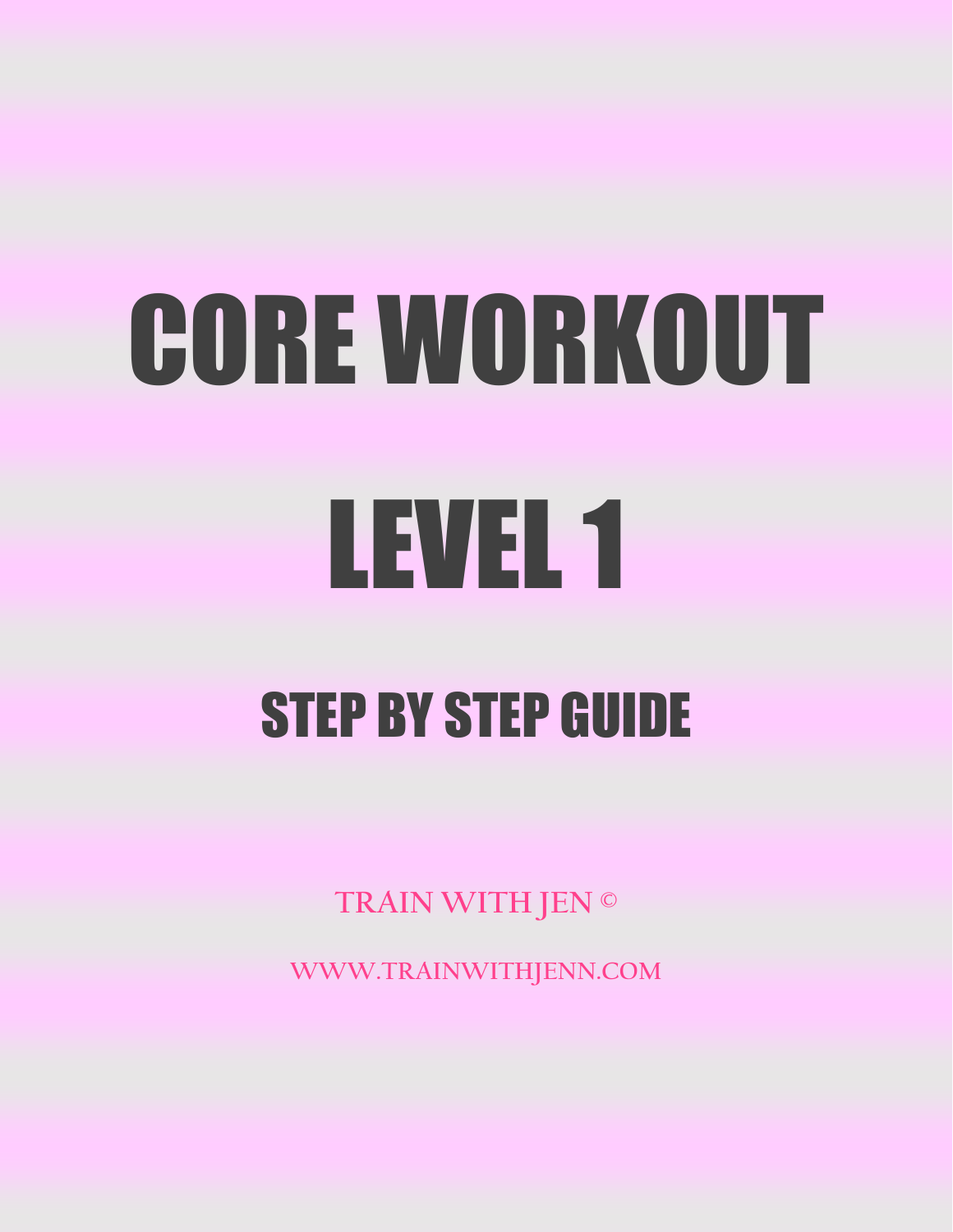# CORE WORKOUT

# LEVEL 1

## STEP BY STEP GUIDE

TRAIN WITH JEN ©

WWW.TRAINWITHJENN.COM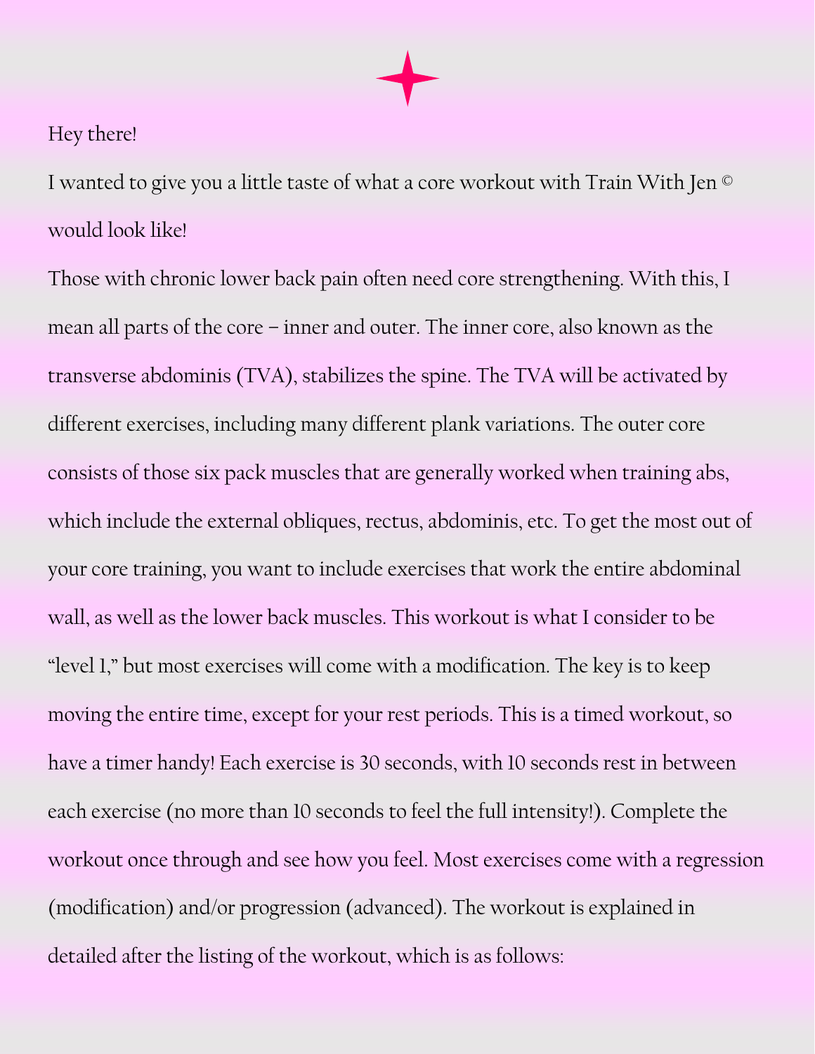Hey there!

I wanted to give you a little taste of what a core workout with Train With Jen © would look like!

Those with chronic lower back pain often need core strengthening. With this, I mean all parts of the core – inner and outer. The inner core, also known as the transverse abdominis (TVA), stabilizes the spine. The TVA will be activated by different exercises, including many different plank variations. The outer core consists of those six pack muscles that are generally worked when training abs, which include the external obliques, rectus, abdominis, etc. To get the most out of your core training, you want to include exercises that work the entire abdominal wall, as well as the lower back muscles. This workout is what I consider to be "level 1," but most exercises will come with a modification. The key is to keep moving the entire time, except for your rest periods. This is a timed workout, so have a timer handy! Each exercise is 30 seconds, with 10 seconds rest in between each exercise (no more than 10 seconds to feel the full intensity!). Complete the workout once through and see how you feel. Most exercises come with a regression (modification) and/or progression (advanced). The workout is explained in detailed after the listing of the workout, which is as follows: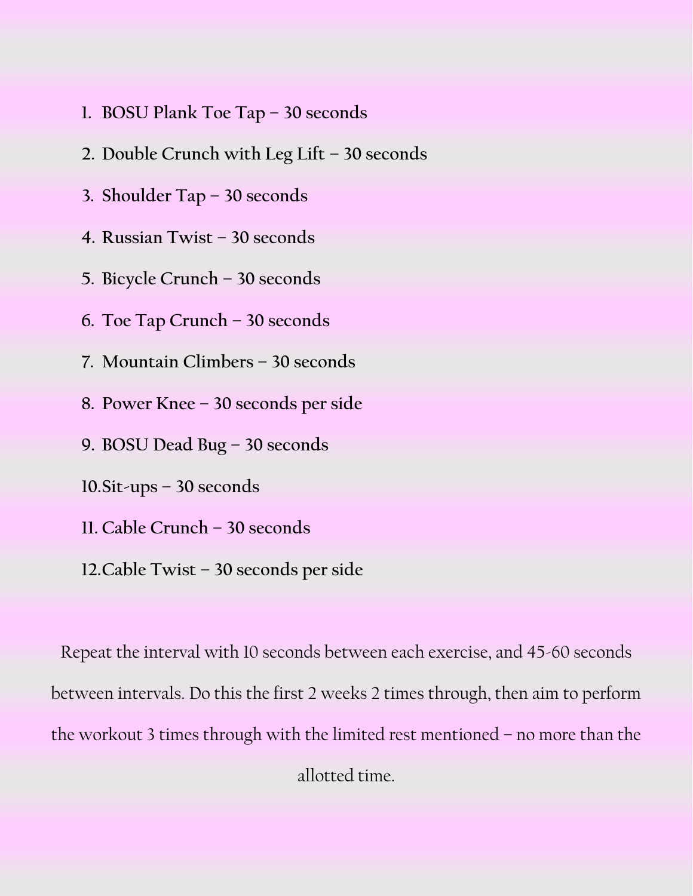1. **BOSU Plank Toe Tap – 30 seconds**
2. **Double Crunch with Leg Lift – 30 seconds**
3. **Shoulder Tap – 30 seconds**
4. **Russian Twist – 30 seconds**
5. **Bicycle Crunch – 30 seconds**
6. **Toe Tap Crunch – 30 seconds**
7. **Mountain Climbers – 30 seconds**
8. **Power Knee – 30 seconds per side**
9. **BOSU Dead Bug – 30 seconds**
10. **Sit-ups – 30 seconds**
11. **Cable Crunch – 30 seconds**
12. **Cable Twist – 30 seconds per side**

Repeat the interval with 10 seconds between each exercise, and 45-60 seconds between intervals. Do this the first 2 weeks 2 times through, then aim to perform the workout 3 times through with the limited rest mentioned – no more than the allotted time.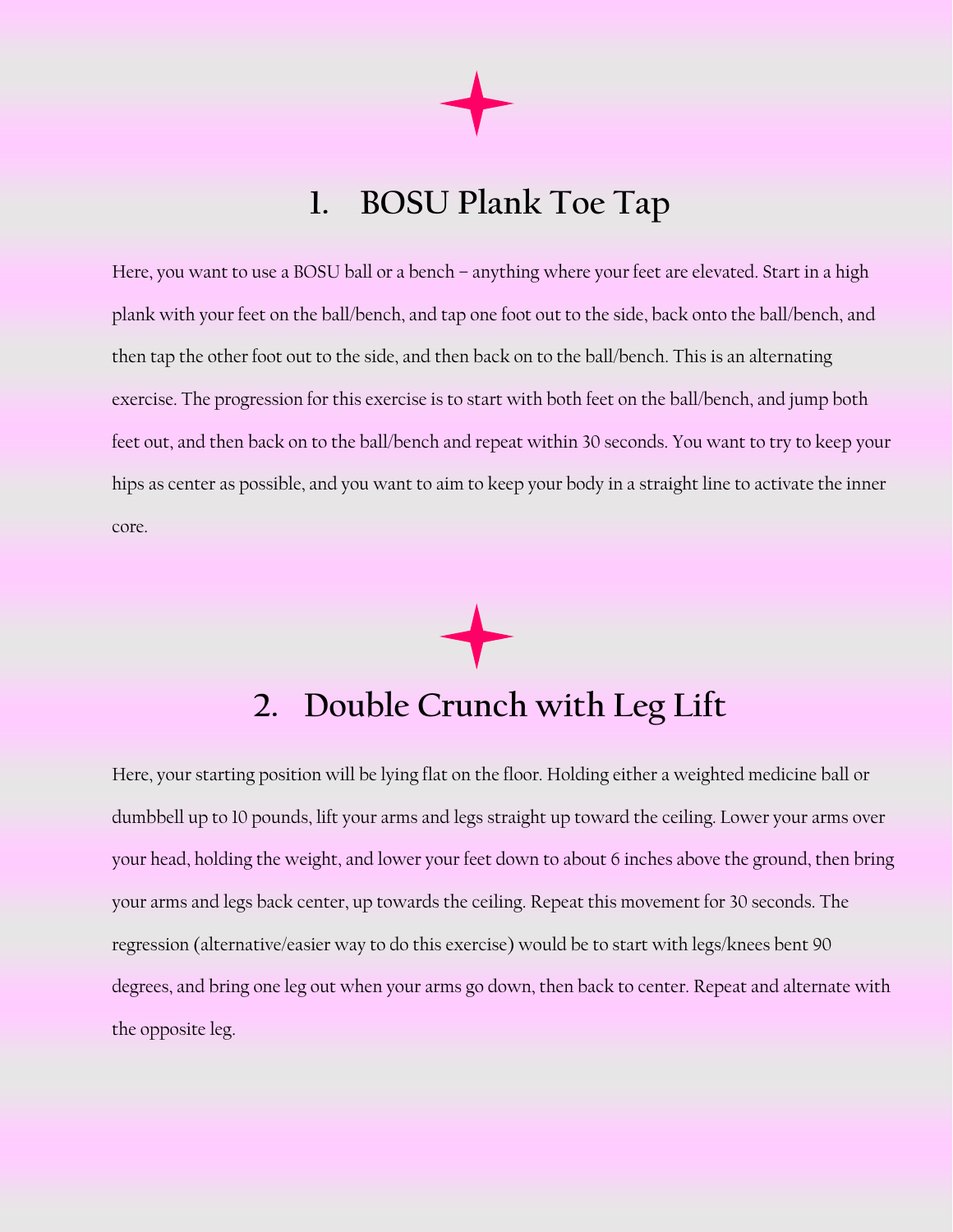## 1. BOSU Plank Toe Tap

Here, you want to use a BOSU ball or a bench – anything where your feet are elevated. Start in a high plank with your feet on the ball/bench, and tap one foot out to the side, back onto the ball/bench, and then tap the other foot out to the side, and then back on to the ball/bench. This is an alternating exercise. The progression for this exercise is to start with both feet on the ball/bench, and jump both feet out, and then back on to the ball/bench and repeat within 30 seconds. You want to try to keep your hips as center as possible, and you want to aim to keep your body in a straight line to activate the inner core.

## 2. Double Crunch with Leg Lift

Here, your starting position will be lying flat on the floor. Holding either a weighted medicine ball or dumbbell up to 10 pounds, lift your arms and legs straight up toward the ceiling. Lower your arms over your head, holding the weight, and lower your feet down to about 6 inches above the ground, then bring your arms and legs back center, up towards the ceiling. Repeat this movement for 30 seconds. The regression (alternative/easier way to do this exercise) would be to start with legs/knees bent 90 degrees, and bring one leg out when your arms go down, then back to center. Repeat and alternate with the opposite leg.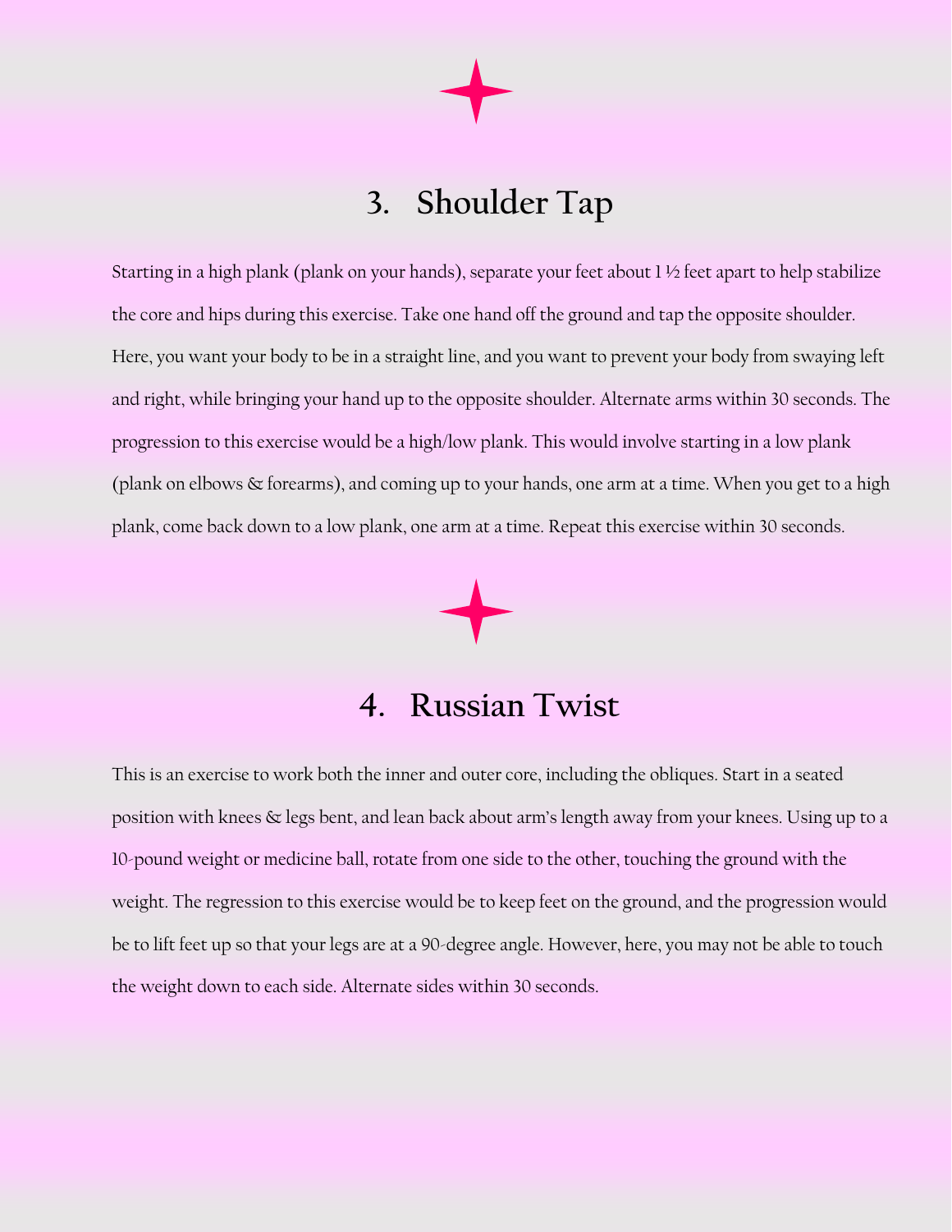## 3. Shoulder Tap

Starting in a high plank (plank on your hands), separate your feet about 1 ½ feet apart to help stabilize the core and hips during this exercise. Take one hand off the ground and tap the opposite shoulder. Here, you want your body to be in a straight line, and you want to prevent your body from swaying left and right, while bringing your hand up to the opposite shoulder. Alternate arms within 30 seconds. The progression to this exercise would be a high/low plank. This would involve starting in a low plank (plank on elbows & forearms), and coming up to your hands, one arm at a time. When you get to a high plank, come back down to a low plank, one arm at a time. Repeat this exercise within 30 seconds.

## 4. Russian Twist

This is an exercise to work both the inner and outer core, including the obliques. Start in a seated position with knees & legs bent, and lean back about arm's length away from your knees. Using up to a 10-pound weight or medicine ball, rotate from one side to the other, touching the ground with the weight. The regression to this exercise would be to keep feet on the ground, and the progression would be to lift feet up so that your legs are at a 90-degree angle. However, here, you may not be able to touch the weight down to each side. Alternate sides within 30 seconds.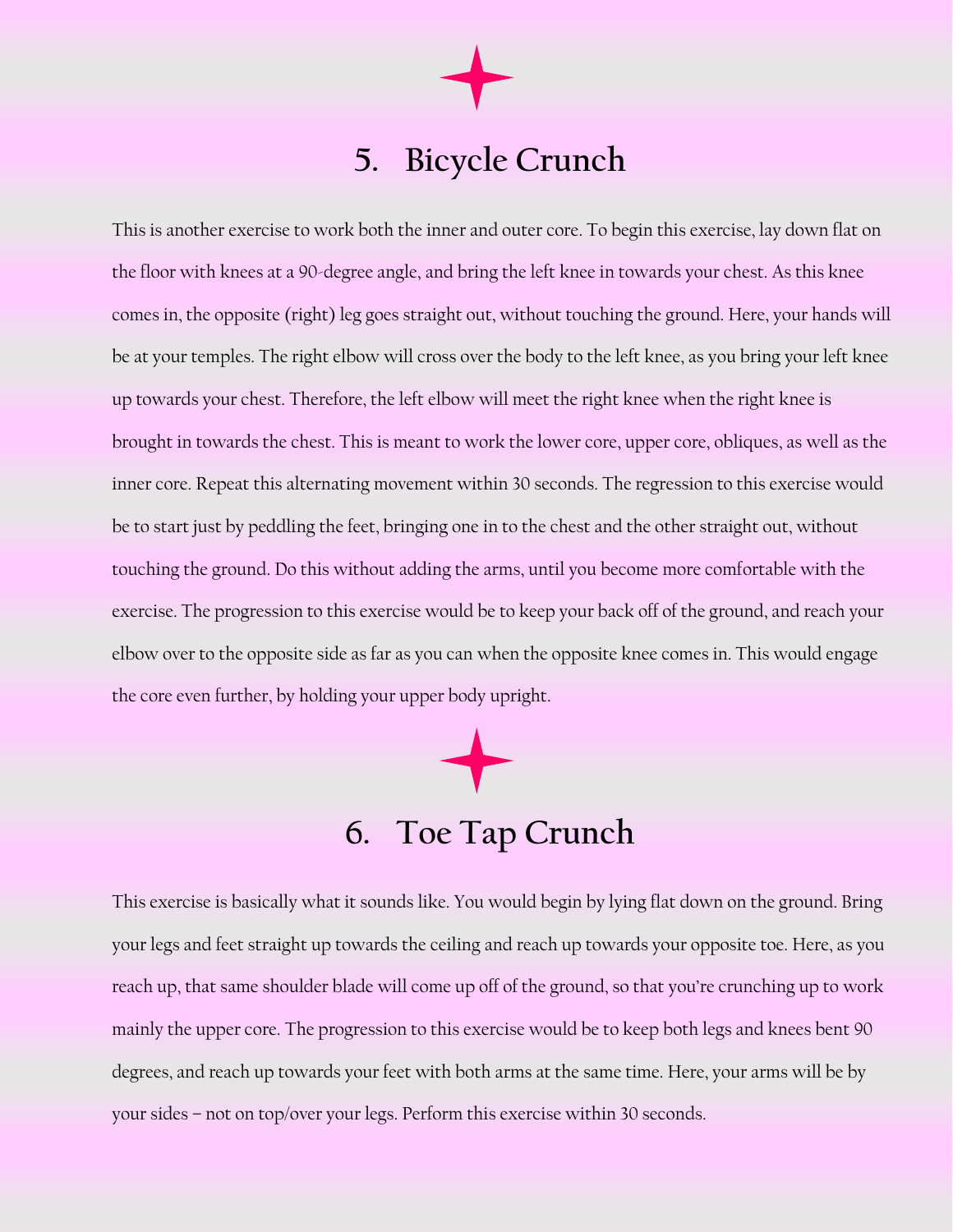## 5. Bicycle Crunch

This is another exercise to work both the inner and outer core. To begin this exercise, lay down flat on the floor with knees at a 90-degree angle, and bring the left knee in towards your chest. As this knee comes in, the opposite (right) leg goes straight out, without touching the ground. Here, your hands will be at your temples. The right elbow will cross over the body to the left knee, as you bring your left knee up towards your chest. Therefore, the left elbow will meet the right knee when the right knee is brought in towards the chest. This is meant to work the lower core, upper core, obliques, as well as the inner core. Repeat this alternating movement within 30 seconds. The regression to this exercise would be to start just by peddling the feet, bringing one in to the chest and the other straight out, without touching the ground. Do this without adding the arms, until you become more comfortable with the exercise. The progression to this exercise would be to keep your back off of the ground, and reach your elbow over to the opposite side as far as you can when the opposite knee comes in. This would engage the core even further, by holding your upper body upright.

## 6. Toe Tap Crunch

This exercise is basically what it sounds like. You would begin by lying flat down on the ground. Bring your legs and feet straight up towards the ceiling and reach up towards your opposite toe. Here, as you reach up, that same shoulder blade will come up off of the ground, so that you're crunching up to work mainly the upper core. The progression to this exercise would be to keep both legs and knees bent 90 degrees, and reach up towards your feet with both arms at the same time. Here, your arms will be by your sides – not on top/over your legs. Perform this exercise within 30 seconds.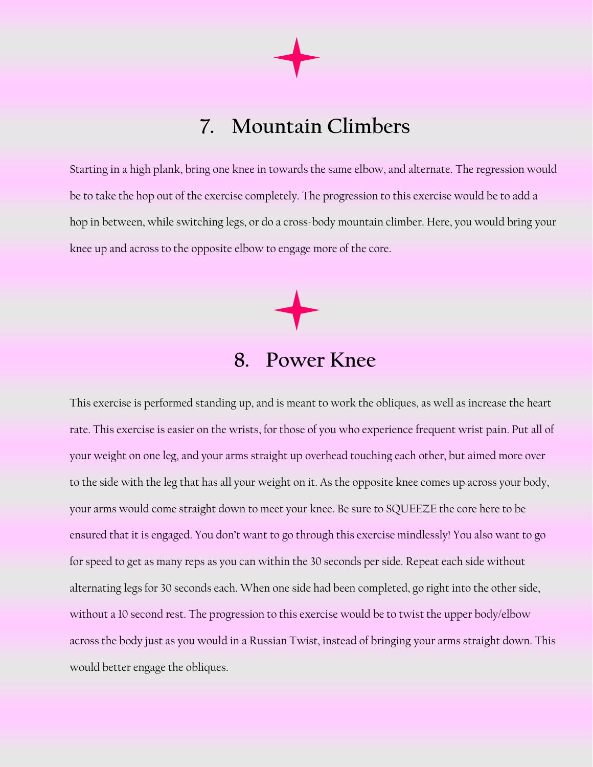## 7. Mountain Climbers

Starting in a high plank, bring one knee in towards the same elbow, and alternate. The regression would be to take the hop out of the exercise completely. The progression to this exercise would be to add a hop in between, while switching legs, or do a cross-body mountain climber. Here, you would bring your knee up and across to the opposite elbow to engage more of the core.

## 8. Power Knee

This exercise is performed standing up, and is meant to work the obliques, as well as increase the heart rate. This exercise is easier on the wrists, for those of you who experience frequent wrist pain. Put all of your weight on one leg, and your arms straight up overhead touching each other, but aimed more over to the side with the leg that has all your weight on it. As the opposite knee comes up across your body, your arms would come straight down to meet your knee. Be sure to SQUEEZE the core here to be ensured that it is engaged. You don't want to go through this exercise mindlessly! You also want to go for speed to get as many reps as you can within the 30 seconds per side. Repeat each side without alternating legs for 30 seconds each. When one side had been completed, go right into the other side, without a 10 second rest. The progression to this exercise would be to twist the upper body/elbow across the body just as you would in a Russian Twist, instead of bringing your arms straight down. This would better engage the obliques.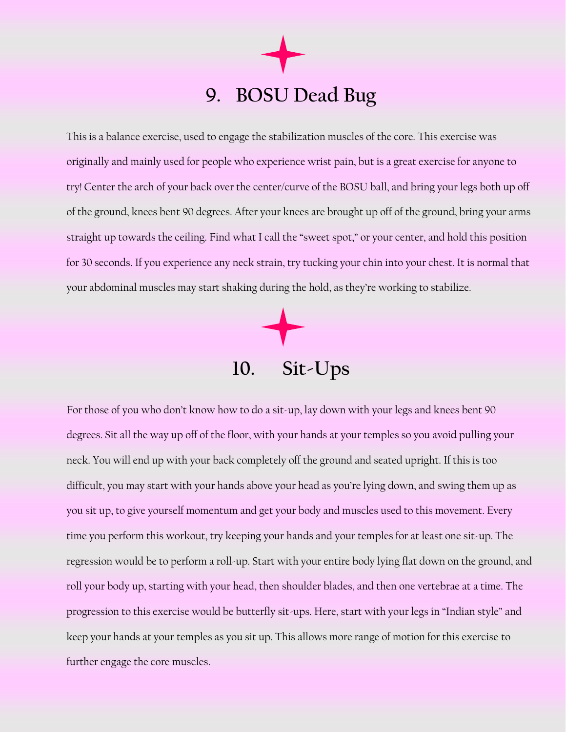## 9. BOSU Dead Bug

This is a balance exercise, used to engage the stabilization muscles of the core. This exercise was originally and mainly used for people who experience wrist pain, but is a great exercise for anyone to try! Center the arch of your back over the center/curve of the BOSU ball, and bring your legs both up off of the ground, knees bent 90 degrees. After your knees are brought up off of the ground, bring your arms straight up towards the ceiling. Find what I call the "sweet spot," or your center, and hold this position for 30 seconds. If you experience any neck strain, try tucking your chin into your chest. It is normal that your abdominal muscles may start shaking during the hold, as they're working to stabilize.

## 10. Sit-Ups

For those of you who don't know how to do a sit-up, lay down with your legs and knees bent 90 degrees. Sit all the way up off of the floor, with your hands at your temples so you avoid pulling your neck. You will end up with your back completely off the ground and seated upright. If this is too difficult, you may start with your hands above your head as you're lying down, and swing them up as you sit up, to give yourself momentum and get your body and muscles used to this movement. Every time you perform this workout, try keeping your hands and your temples for at least one sit-up. The regression would be to perform a roll-up. Start with your entire body lying flat down on the ground, and roll your body up, starting with your head, then shoulder blades, and then one vertebrae at a time. The progression to this exercise would be butterfly sit-ups. Here, start with your legs in "Indian style" and keep your hands at your temples as you sit up. This allows more range of motion for this exercise to further engage the core muscles.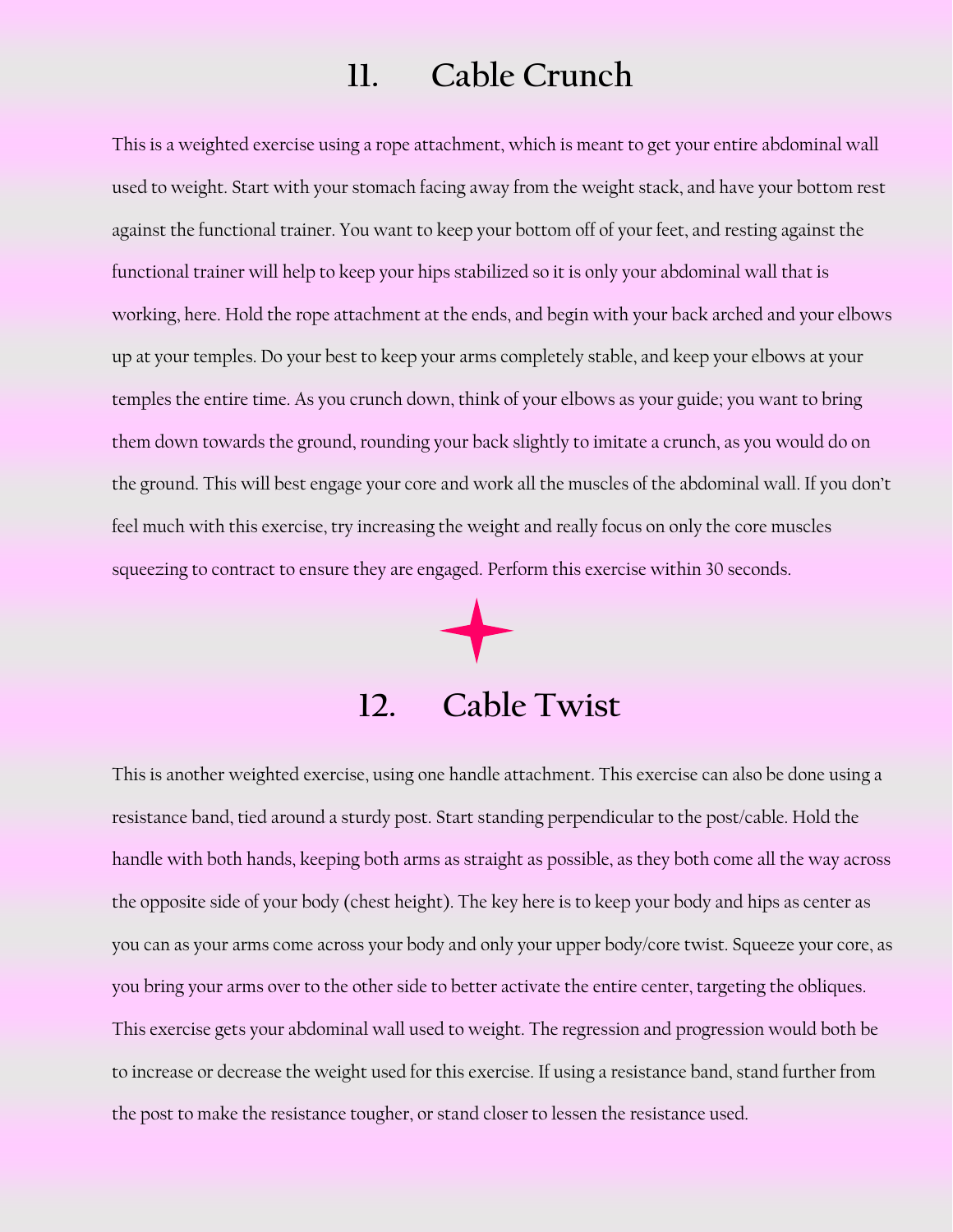## 11. Cable Crunch

This is a weighted exercise using a rope attachment, which is meant to get your entire abdominal wall used to weight. Start with your stomach facing away from the weight stack, and have your bottom rest against the functional trainer. You want to keep your bottom off of your feet, and resting against the functional trainer will help to keep your hips stabilized so it is only your abdominal wall that is working, here. Hold the rope attachment at the ends, and begin with your back arched and your elbows up at your temples. Do your best to keep your arms completely stable, and keep your elbows at your temples the entire time. As you crunch down, think of your elbows as your guide; you want to bring them down towards the ground, rounding your back slightly to imitate a crunch, as you would do on the ground. This will best engage your core and work all the muscles of the abdominal wall. If you don't feel much with this exercise, try increasing the weight and really focus on only the core muscles squeezing to contract to ensure they are engaged. Perform this exercise within 30 seconds.

## 12. Cable Twist

This is another weighted exercise, using one handle attachment. This exercise can also be done using a resistance band, tied around a sturdy post. Start standing perpendicular to the post/cable. Hold the handle with both hands, keeping both arms as straight as possible, as they both come all the way across the opposite side of your body (chest height). The key here is to keep your body and hips as center as you can as your arms come across your body and only your upper body/core twist. Squeeze your core, as you bring your arms over to the other side to better activate the entire center, targeting the obliques. This exercise gets your abdominal wall used to weight. The regression and progression would both be to increase or decrease the weight used for this exercise. If using a resistance band, stand further from the post to make the resistance tougher, or stand closer to lessen the resistance used.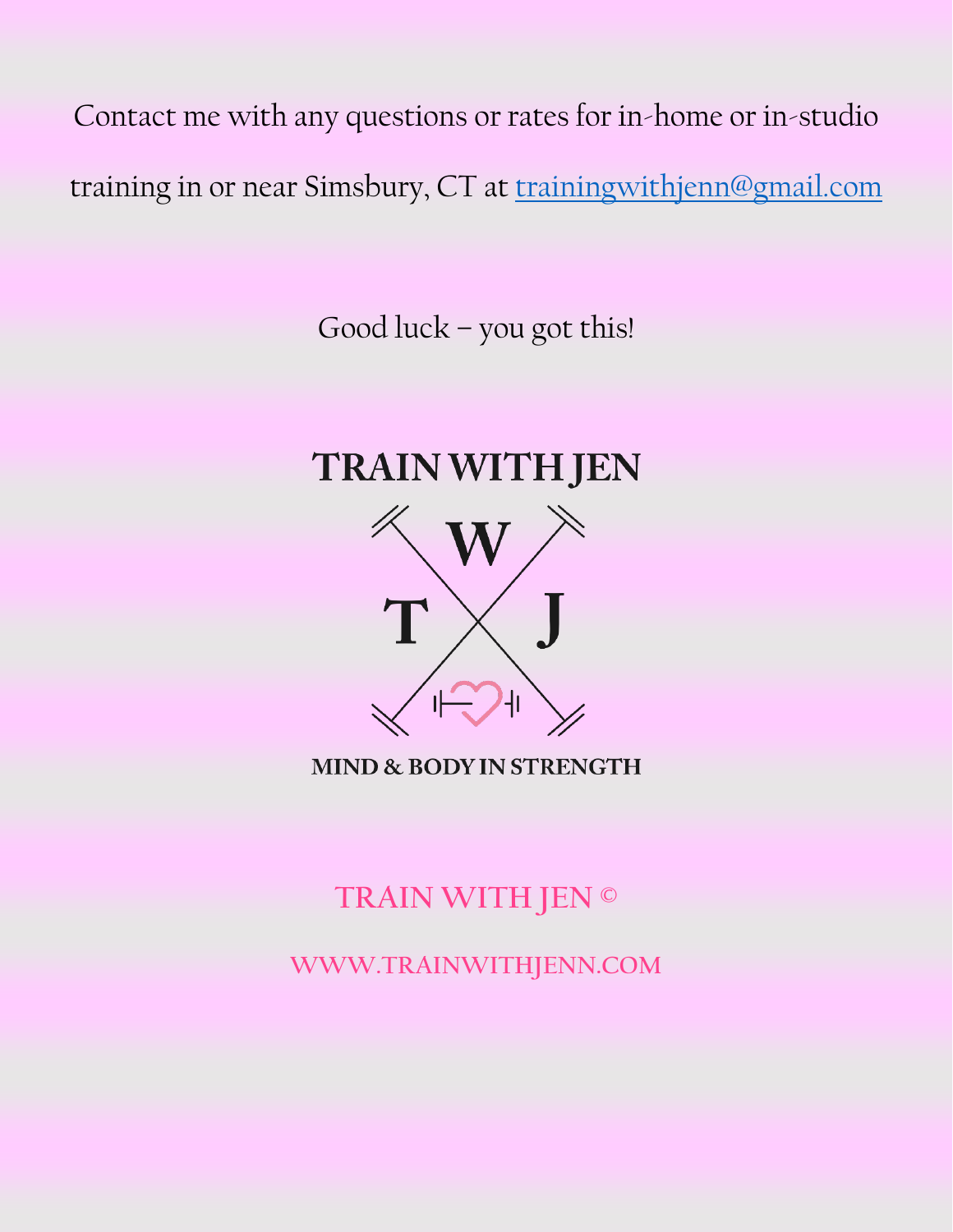Contact me with any questions or rates for in-home or in-studio training in or near Simsbury, CT at trainingwithjenn@gmail.com

Good luck – you got this!

TRAIN WITH JEN

W

T J

MIND & BODY IN STRENGTH

TRAIN WITH JEN ©

WWW.TRAINWITHJENN.COM